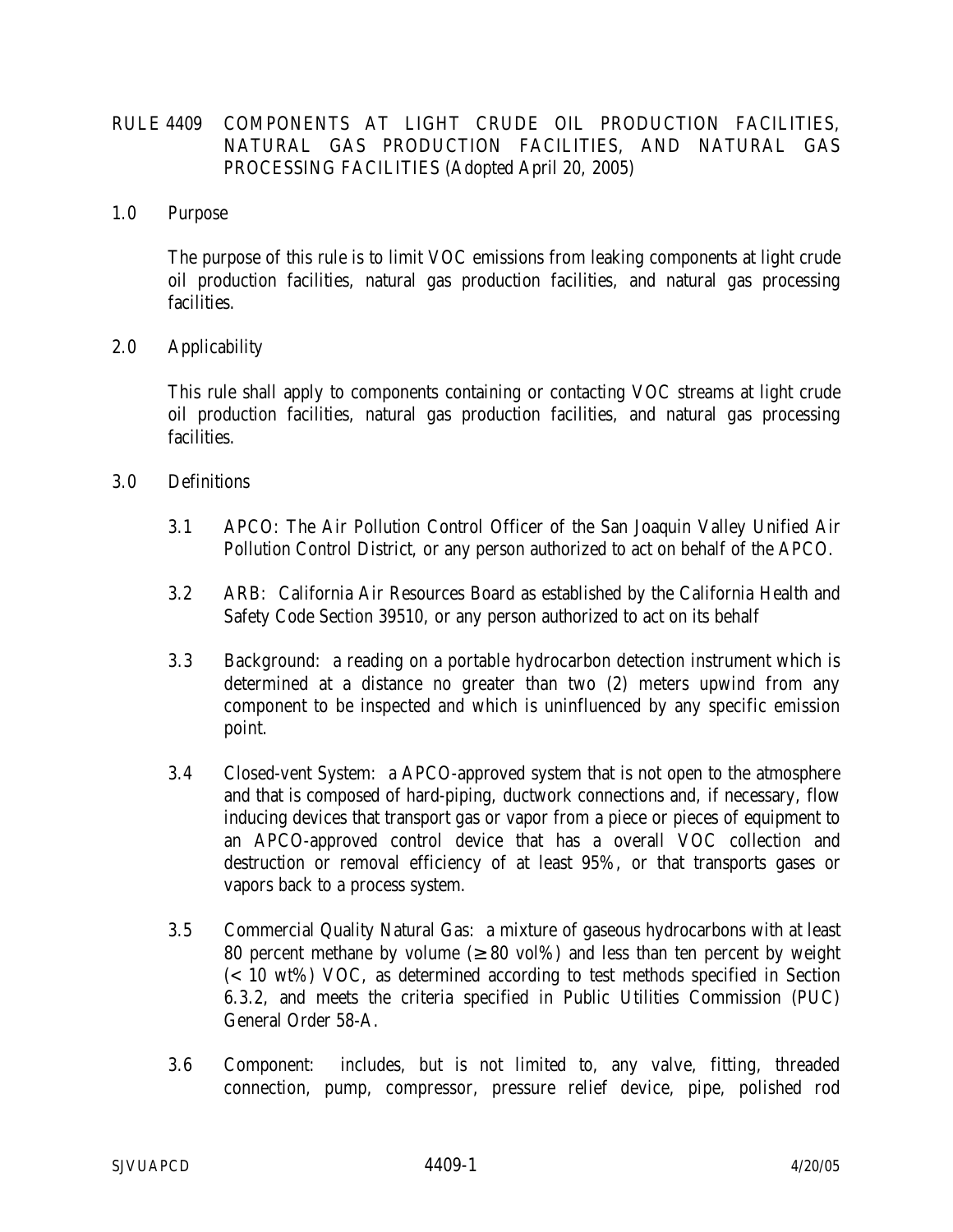# RULE 4409 COMPONENTS AT LIGHT CRUDE OIL PRODUCTION FACILITIES, NATURAL GAS PRODUCTION FACILITIES, AND NATURAL GAS PROCESSING FACILITIES (Adopted April 20, 2005)

## 1.0 Purpose

The purpose of this rule is to limit VOC emissions from leaking components at light crude oil production facilities, natural gas production facilities, and natural gas processing facilities.

## 2.0 Applicability

This rule shall apply to components containing or contacting VOC streams at light crude oil production facilities, natural gas production facilities, and natural gas processing facilities.

## 3.0 Definitions

3.1 APCO: The Air Pollution Control Officer of the San Joaquin Valley Unified Air Pollution Control District, or any person authorized to act on behalf of the APCO.

3.2 ARB: California Air Resources Board as established by the California Health and Safety Code Section 39510, or any person authorized to act on its behalf

3.3 Background: a reading on a portable hydrocarbon detection instrument which is determined at a distance no greater than two (2) meters upwind from any component to be inspected and which is uninfluenced by any specific emission point.

3.4 Closed-vent System: a APCO-approved system that is not open to the atmosphere and that is composed of hard-piping, ductwork connections and, if necessary, flow inducing devices that transport gas or vapor from a piece or pieces of equipment to an APCO-approved control device that has a overall VOC collection and destruction or removal efficiency of at least 95%, or that transports gases or vapors back to a process system.

3.5 Commercial Quality Natural Gas: a mixture of gaseous hydrocarbons with at least 80 percent methane by volume (≥ 80 vol%) and less than ten percent by weight (< 10 wt%) VOC, as determined according to test methods specified in Section 6.3.2, and meets the criteria specified in Public Utilities Commission (PUC) General Order 58-A.

3.6 Component: includes, but is not limited to, any valve, fitting, threaded connection, pump, compressor, pressure relief device, pipe, polished rod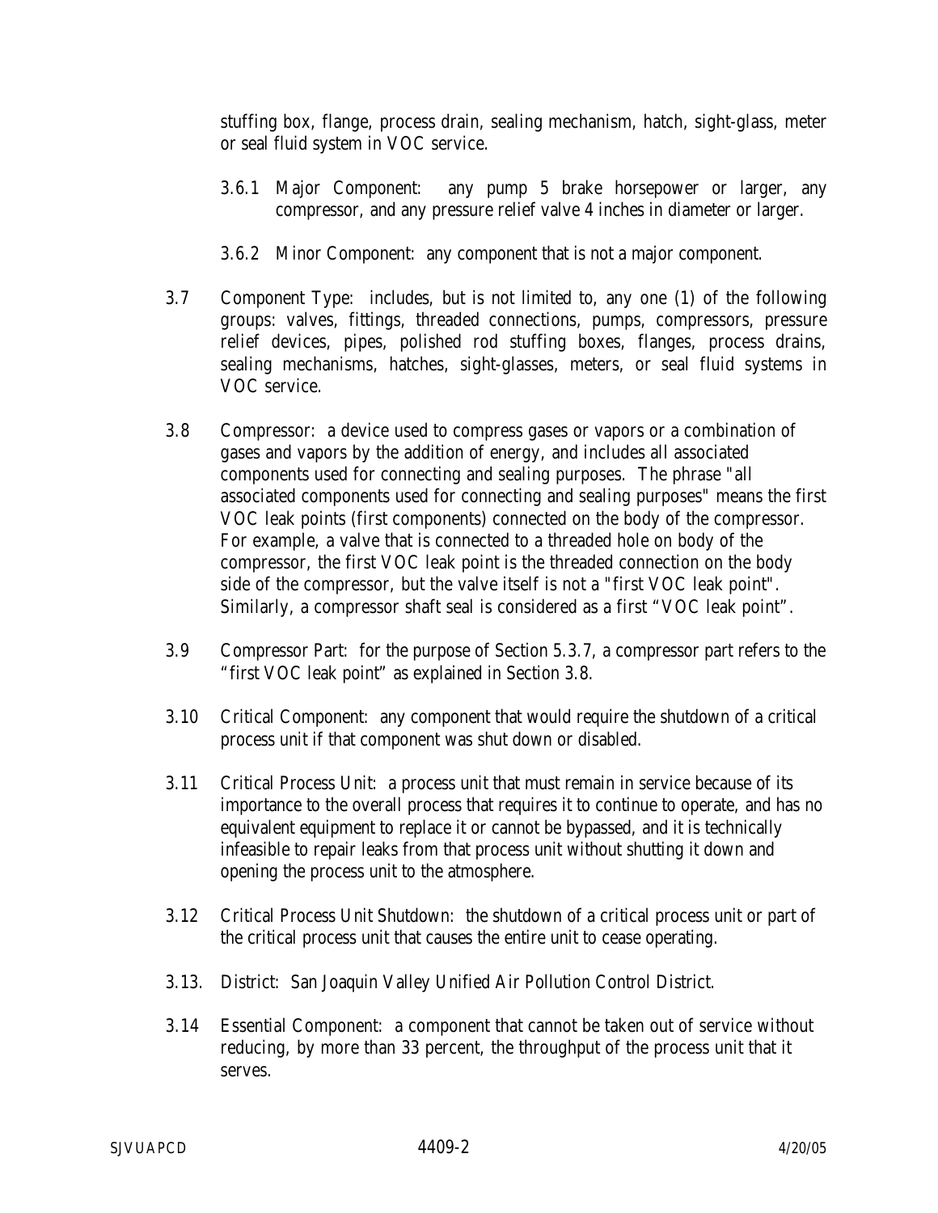stuffing box, flange, process drain, sealing mechanism, hatch, sight-glass, meter or seal fluid system in VOC service.

3.6.1 Major Component: any pump 5 brake horsepower or larger, any compressor, and any pressure relief valve 4 inches in diameter or larger.

3.6.2 Minor Component: any component that is not a major component.

3.7 Component Type: includes, but is not limited to, any one (1) of the following groups: valves, fittings, threaded connections, pumps, compressors, pressure relief devices, pipes, polished rod stuffing boxes, flanges, process drains, sealing mechanisms, hatches, sight-glasses, meters, or seal fluid systems in VOC service.

3.8 Compressor: a device used to compress gases or vapors or a combination of gases and vapors by the addition of energy, and includes all associated components used for connecting and sealing purposes. The phrase "all associated components used for connecting and sealing purposes" means the first VOC leak points (first components) connected on the body of the compressor. For example, a valve that is connected to a threaded hole on body of the compressor, the first VOC leak point is the threaded connection on the body side of the compressor, but the valve itself is not a "first VOC leak point". Similarly, a compressor shaft seal is considered as a first "VOC leak point".

3.9 Compressor Part: for the purpose of Section 5.3.7, a compressor part refers to the "first VOC leak point" as explained in Section 3.8.

3.10 Critical Component: any component that would require the shutdown of a critical process unit if that component was shut down or disabled.

3.11 Critical Process Unit: a process unit that must remain in service because of its importance to the overall process that requires it to continue to operate, and has no equivalent equipment to replace it or cannot be bypassed, and it is technically infeasible to repair leaks from that process unit without shutting it down and opening the process unit to the atmosphere.

3.12 Critical Process Unit Shutdown: the shutdown of a critical process unit or part of the critical process unit that causes the entire unit to cease operating.

3.13. District: San Joaquin Valley Unified Air Pollution Control District.

3.14 Essential Component: a component that cannot be taken out of service without reducing, by more than 33 percent, the throughput of the process unit that it serves.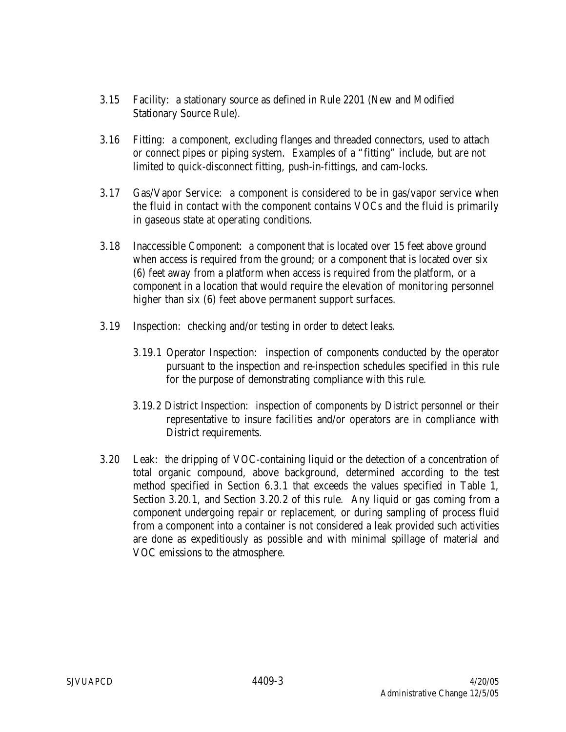3.15 Facility: a stationary source as defined in Rule 2201 (New and Modified Stationary Source Rule).

3.16 Fitting: a component, excluding flanges and threaded connectors, used to attach or connect pipes or piping system. Examples of a "fitting" include, but are not limited to quick-disconnect fitting, push-in-fittings, and cam-locks.

3.17 Gas/Vapor Service: a component is considered to be in gas/vapor service when the fluid in contact with the component contains VOCs and the fluid is primarily in gaseous state at operating conditions.

3.18 Inaccessible Component: a component that is located over 15 feet above ground when access is required from the ground; or a component that is located over six (6) feet away from a platform when access is required from the platform, or a component in a location that would require the elevation of monitoring personnel higher than six (6) feet above permanent support surfaces.

3.19 Inspection: checking and/or testing in order to detect leaks.

3.19.1 Operator Inspection: inspection of components conducted by the operator pursuant to the inspection and re-inspection schedules specified in this rule for the purpose of demonstrating compliance with this rule.

3.19.2 District Inspection: inspection of components by District personnel or their representative to insure facilities and/or operators are in compliance with District requirements.

3.20 Leak: the dripping of VOC-containing liquid or the detection of a concentration of total organic compound, above background, determined according to the test method specified in Section 6.3.1 that exceeds the values specified in Table 1, Section 3.20.1, and Section 3.20.2 of this rule. Any liquid or gas coming from a component undergoing repair or replacement, or during sampling of process fluid from a component into a container is not considered a leak provided such activities are done as expeditiously as possible and with minimal spillage of material and VOC emissions to the atmosphere.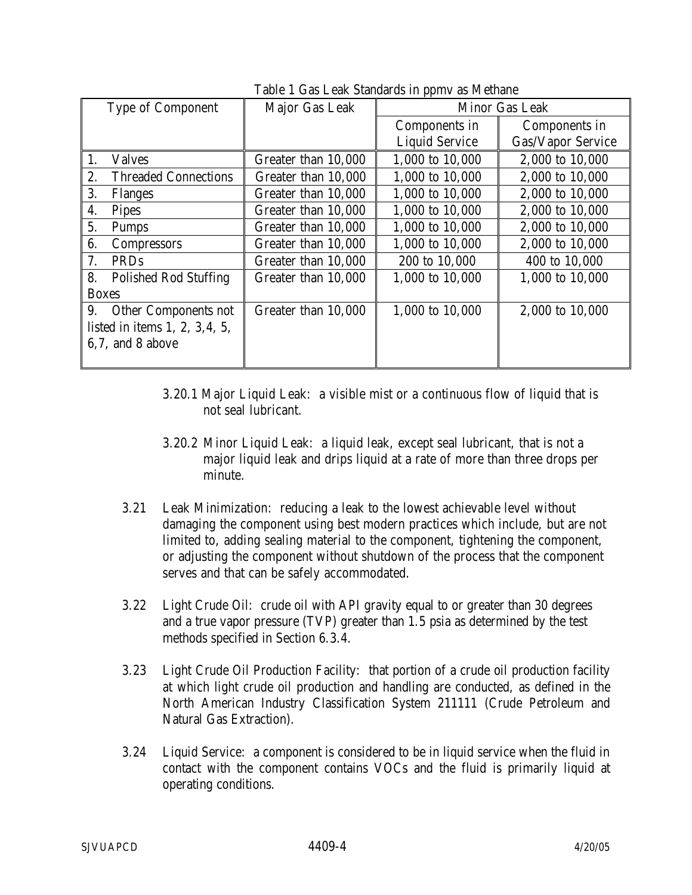Table 1 Gas Leak Standards in ppmv as Methane

| Type of Component | Major Gas Leak | Minor Gas Leak | |
|---|---|---|---|
| | | Components in Liquid Service | Components in Gas/Vapor Service |
| 1. Valves | Greater than 10,000 | 1,000 to 10,000 | 2,000 to 10,000 |
| 2. Threaded Connections | Greater than 10,000 | 1,000 to 10,000 | 2,000 to 10,000 |
| 3. Flanges | Greater than 10,000 | 1,000 to 10,000 | 2,000 to 10,000 |
| 4. Pipes | Greater than 10,000 | 1,000 to 10,000 | 2,000 to 10,000 |
| 5. Pumps | Greater than 10,000 | 1,000 to 10,000 | 2,000 to 10,000 |
| 6. Compressors | Greater than 10,000 | 1,000 to 10,000 | 2,000 to 10,000 |
| 7. PRDs | Greater than 10,000 | 200 to 10,000 | 400 to 10,000 |
| 8. Polished Rod Stuffing Boxes | Greater than 10,000 | 1,000 to 10,000 | 1,000 to 10,000 |
| 9. Other Components not listed in items 1, 2, 3,4, 5, 6,7, and 8 above | Greater than 10,000 | 1,000 to 10,000 | 2,000 to 10,000 |

3.20.1 Major Liquid Leak: a visible mist or a continuous flow of liquid that is not seal lubricant.

3.20.2 Minor Liquid Leak: a liquid leak, except seal lubricant, that is not a major liquid leak and drips liquid at a rate of more than three drops per minute.

3.21 Leak Minimization: reducing a leak to the lowest achievable level without damaging the component using best modern practices which include, but are not limited to, adding sealing material to the component, tightening the component, or adjusting the component without shutdown of the process that the component serves and that can be safely accommodated.

3.22 Light Crude Oil: crude oil with API gravity equal to or greater than 30 degrees and a true vapor pressure (TVP) greater than 1.5 psia as determined by the test methods specified in Section 6.3.4.

3.23 Light Crude Oil Production Facility: that portion of a crude oil production facility at which light crude oil production and handling are conducted, as defined in the North American Industry Classification System 211111 (Crude Petroleum and Natural Gas Extraction).

3.24 Liquid Service: a component is considered to be in liquid service when the fluid in contact with the component contains VOCs and the fluid is primarily liquid at operating conditions.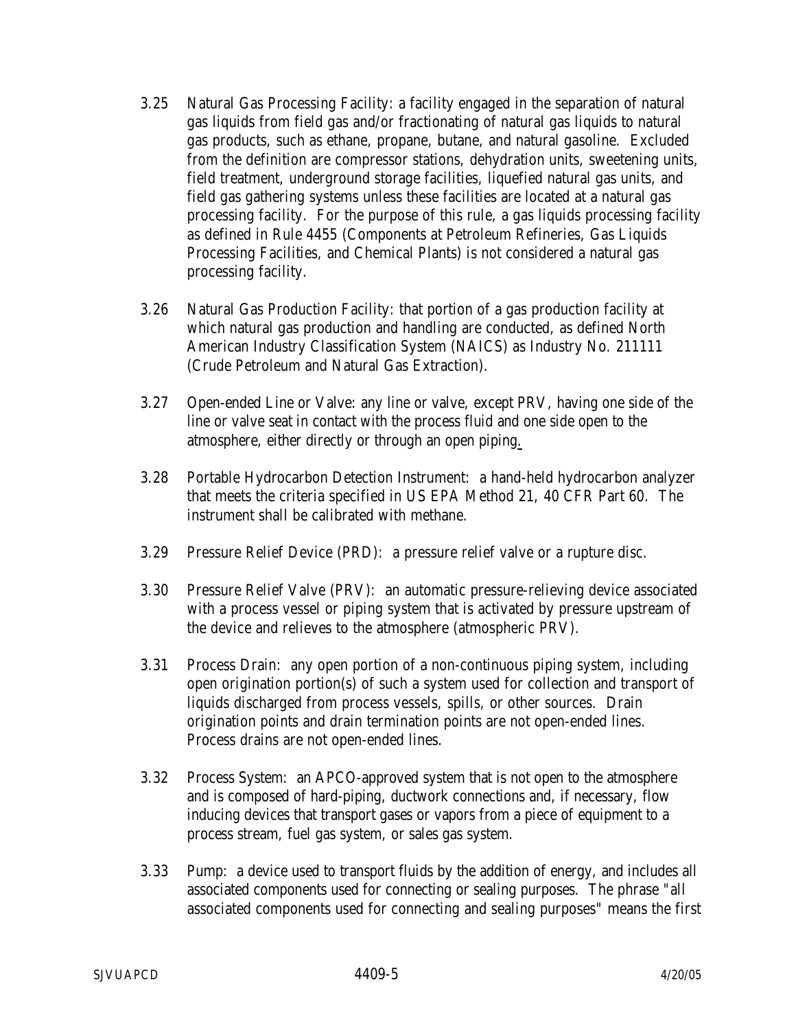3.25 Natural Gas Processing Facility: a facility engaged in the separation of natural gas liquids from field gas and/or fractionating of natural gas liquids to natural gas products, such as ethane, propane, butane, and natural gasoline. Excluded from the definition are compressor stations, dehydration units, sweetening units, field treatment, underground storage facilities, liquefied natural gas units, and field gas gathering systems unless these facilities are located at a natural gas processing facility. For the purpose of this rule, a gas liquids processing facility as defined in Rule 4455 (Components at Petroleum Refineries, Gas Liquids Processing Facilities, and Chemical Plants) is not considered a natural gas processing facility.

3.26 Natural Gas Production Facility: that portion of a gas production facility at which natural gas production and handling are conducted, as defined North American Industry Classification System (NAICS) as Industry No. 211111 (Crude Petroleum and Natural Gas Extraction).

3.27 Open-ended Line or Valve: any line or valve, except PRV, having one side of the line or valve seat in contact with the process fluid and one side open to the atmosphere, either directly or through an open piping.

3.28 Portable Hydrocarbon Detection Instrument: a hand-held hydrocarbon analyzer that meets the criteria specified in US EPA Method 21, 40 CFR Part 60. The instrument shall be calibrated with methane.

3.29 Pressure Relief Device (PRD): a pressure relief valve or a rupture disc.

3.30 Pressure Relief Valve (PRV): an automatic pressure-relieving device associated with a process vessel or piping system that is activated by pressure upstream of the device and relieves to the atmosphere (atmospheric PRV).

3.31 Process Drain: any open portion of a non-continuous piping system, including open origination portion(s) of such a system used for collection and transport of liquids discharged from process vessels, spills, or other sources. Drain origination points and drain termination points are not open-ended lines. Process drains are not open-ended lines.

3.32 Process System: an APCO-approved system that is not open to the atmosphere and is composed of hard-piping, ductwork connections and, if necessary, flow inducing devices that transport gases or vapors from a piece of equipment to a process stream, fuel gas system, or sales gas system.

3.33 Pump: a device used to transport fluids by the addition of energy, and includes all associated components used for connecting or sealing purposes. The phrase "all associated components used for connecting and sealing purposes" means the first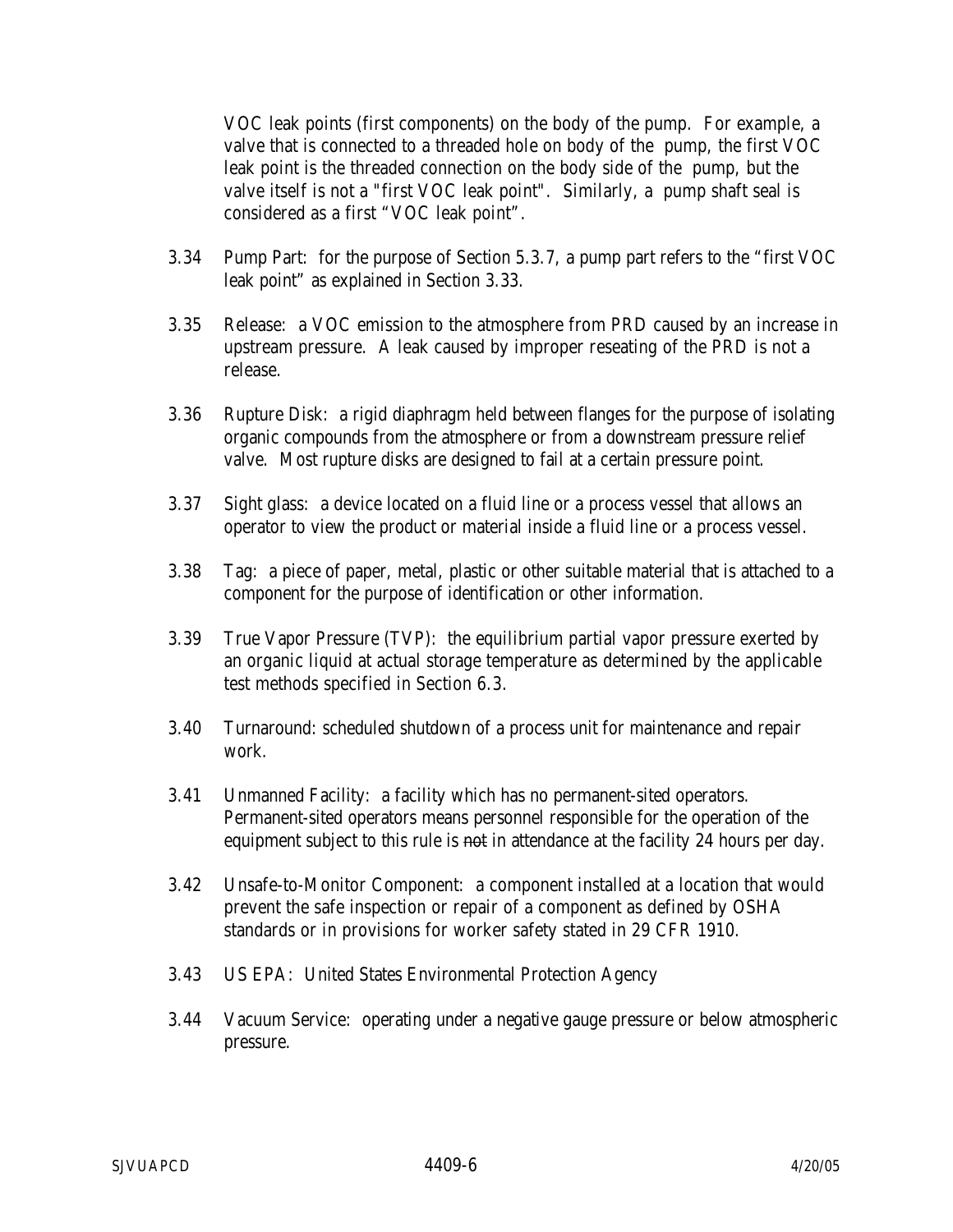VOC leak points (first components) on the body of the pump. For example, a valve that is connected to a threaded hole on body of the pump, the first VOC leak point is the threaded connection on the body side of the pump, but the valve itself is not a "first VOC leak point". Similarly, a pump shaft seal is considered as a first "VOC leak point".

3.34 Pump Part: for the purpose of Section 5.3.7, a pump part refers to the "first VOC leak point" as explained in Section 3.33.

3.35 Release: a VOC emission to the atmosphere from PRD caused by an increase in upstream pressure. A leak caused by improper reseating of the PRD is not a release.

3.36 Rupture Disk: a rigid diaphragm held between flanges for the purpose of isolating organic compounds from the atmosphere or from a downstream pressure relief valve. Most rupture disks are designed to fail at a certain pressure point.

3.37 Sight glass: a device located on a fluid line or a process vessel that allows an operator to view the product or material inside a fluid line or a process vessel.

3.38 Tag: a piece of paper, metal, plastic or other suitable material that is attached to a component for the purpose of identification or other information.

3.39 True Vapor Pressure (TVP): the equilibrium partial vapor pressure exerted by an organic liquid at actual storage temperature as determined by the applicable test methods specified in Section 6.3.

3.40 Turnaround: scheduled shutdown of a process unit for maintenance and repair work.

3.41 Unmanned Facility: a facility which has no permanent-sited operators. Permanent-sited operators means personnel responsible for the operation of the equipment subject to this rule is ~~not~~ in attendance at the facility 24 hours per day.

3.42 Unsafe-to-Monitor Component: a component installed at a location that would prevent the safe inspection or repair of a component as defined by OSHA standards or in provisions for worker safety stated in 29 CFR 1910.

3.43 US EPA: United States Environmental Protection Agency

3.44 Vacuum Service: operating under a negative gauge pressure or below atmospheric pressure.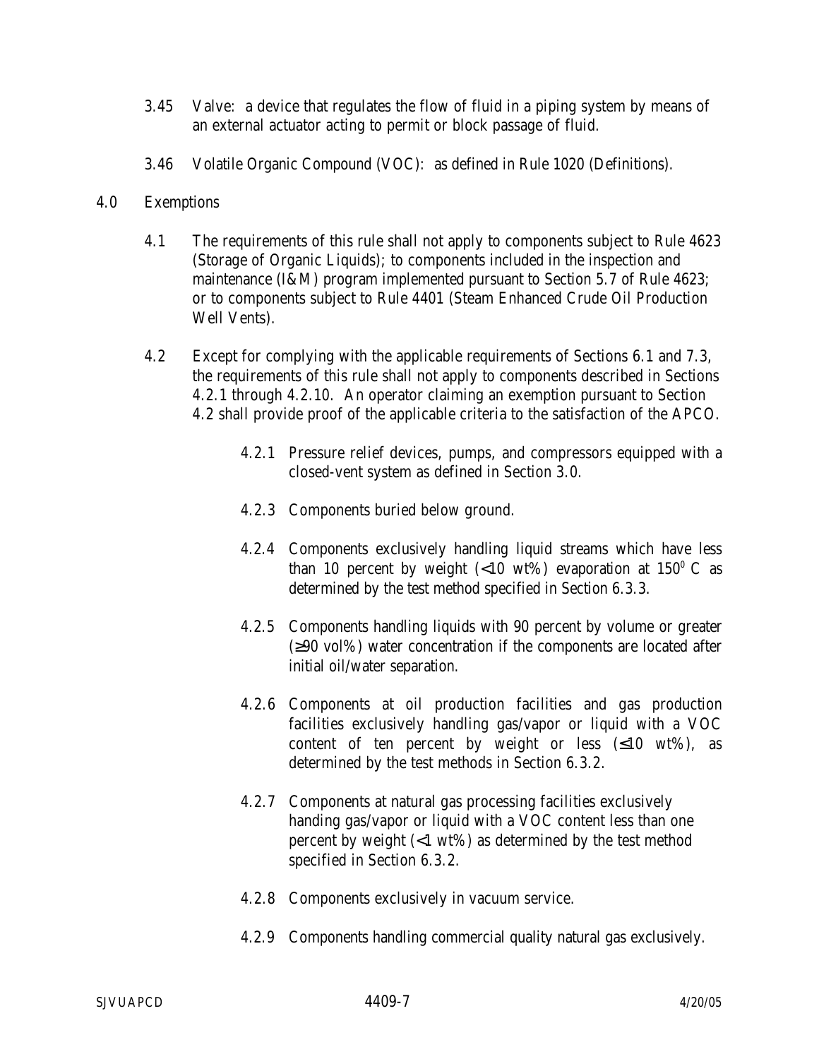3.45 Valve: a device that regulates the flow of fluid in a piping system by means of an external actuator acting to permit or block passage of fluid.

3.46 Volatile Organic Compound (VOC): as defined in Rule 1020 (Definitions).

4.0 Exemptions

4.1 The requirements of this rule shall not apply to components subject to Rule 4623 (Storage of Organic Liquids); to components included in the inspection and maintenance (I&M) program implemented pursuant to Section 5.7 of Rule 4623; or to components subject to Rule 4401 (Steam Enhanced Crude Oil Production Well Vents).

4.2 Except for complying with the applicable requirements of Sections 6.1 and 7.3, the requirements of this rule shall not apply to components described in Sections 4.2.1 through 4.2.10. An operator claiming an exemption pursuant to Section 4.2 shall provide proof of the applicable criteria to the satisfaction of the APCO.

4.2.1 Pressure relief devices, pumps, and compressors equipped with a closed-vent system as defined in Section 3.0.

4.2.3 Components buried below ground.

4.2.4 Components exclusively handling liquid streams which have less than 10 percent by weight (<10 wt%) evaporation at $150^0$ C as determined by the test method specified in Section 6.3.3.

4.2.5 Components handling liquids with 90 percent by volume or greater (≥90 vol%) water concentration if the components are located after initial oil/water separation.

4.2.6 Components at oil production facilities and gas production facilities exclusively handling gas/vapor or liquid with a VOC content of ten percent by weight or less (≤10 wt%), as determined by the test methods in Section 6.3.2.

4.2.7 Components at natural gas processing facilities exclusively handing gas/vapor or liquid with a VOC content less than one percent by weight (<1 wt%) as determined by the test method specified in Section 6.3.2.

4.2.8 Components exclusively in vacuum service.

4.2.9 Components handling commercial quality natural gas exclusively.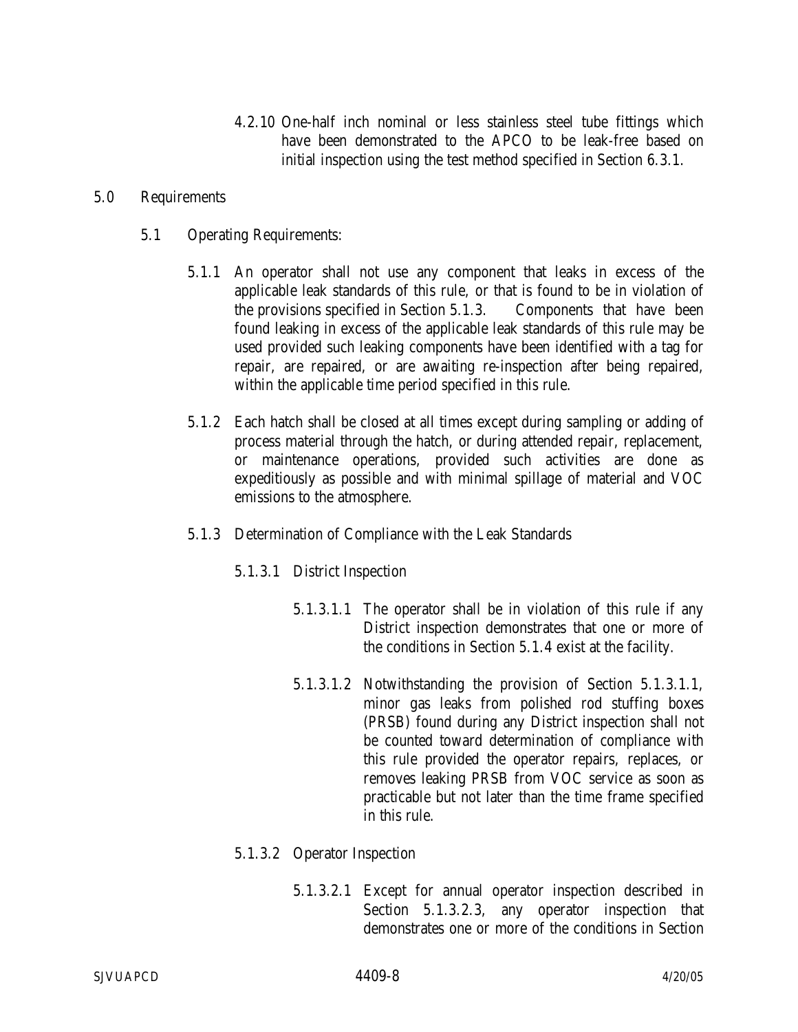4.2.10 One-half inch nominal or less stainless steel tube fittings which have been demonstrated to the APCO to be leak-free based on initial inspection using the test method specified in Section 6.3.1.

5.0 Requirements

5.1 Operating Requirements:

5.1.1 An operator shall not use any component that leaks in excess of the applicable leak standards of this rule, or that is found to be in violation of the provisions specified in Section 5.1.3. Components that have been found leaking in excess of the applicable leak standards of this rule may be used provided such leaking components have been identified with a tag for repair, are repaired, or are awaiting re-inspection after being repaired, within the applicable time period specified in this rule.

5.1.2 Each hatch shall be closed at all times except during sampling or adding of process material through the hatch, or during attended repair, replacement, or maintenance operations, provided such activities are done as expeditiously as possible and with minimal spillage of material and VOC emissions to the atmosphere.

5.1.3 Determination of Compliance with the Leak Standards

5.1.3.1 District Inspection

5.1.3.1.1 The operator shall be in violation of this rule if any District inspection demonstrates that one or more of the conditions in Section 5.1.4 exist at the facility.

5.1.3.1.2 Notwithstanding the provision of Section 5.1.3.1.1, minor gas leaks from polished rod stuffing boxes (PRSB) found during any District inspection shall not be counted toward determination of compliance with this rule provided the operator repairs, replaces, or removes leaking PRSB from VOC service as soon as practicable but not later than the time frame specified in this rule.

5.1.3.2 Operator Inspection

5.1.3.2.1 Except for annual operator inspection described in Section 5.1.3.2.3, any operator inspection that demonstrates one or more of the conditions in Section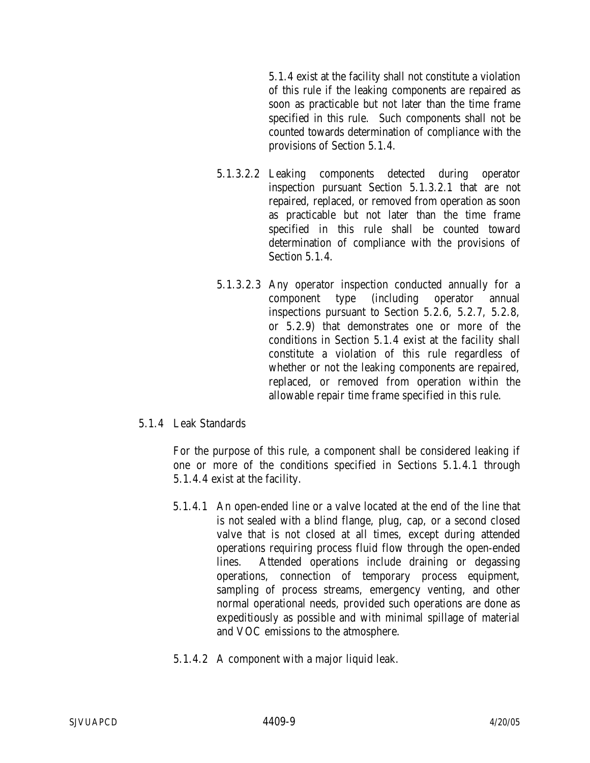5.1.4 exist at the facility shall not constitute a violation of this rule if the leaking components are repaired as soon as practicable but not later than the time frame specified in this rule. Such components shall not be counted towards determination of compliance with the provisions of Section 5.1.4.

5.1.3.2.2 Leaking components detected during operator inspection pursuant Section 5.1.3.2.1 that are not repaired, replaced, or removed from operation as soon as practicable but not later than the time frame specified in this rule shall be counted toward determination of compliance with the provisions of Section 5.1.4.

5.1.3.2.3 Any operator inspection conducted annually for a component type (including operator annual inspections pursuant to Section 5.2.6, 5.2.7, 5.2.8, or 5.2.9) that demonstrates one or more of the conditions in Section 5.1.4 exist at the facility shall constitute a violation of this rule regardless of whether or not the leaking components are repaired, replaced, or removed from operation within the allowable repair time frame specified in this rule.

5.1.4 Leak Standards

For the purpose of this rule, a component shall be considered leaking if one or more of the conditions specified in Sections 5.1.4.1 through 5.1.4.4 exist at the facility.

5.1.4.1 An open-ended line or a valve located at the end of the line that is not sealed with a blind flange, plug, cap, or a second closed valve that is not closed at all times, except during attended operations requiring process fluid flow through the open-ended lines. Attended operations include draining or degassing operations, connection of temporary process equipment, sampling of process streams, emergency venting, and other normal operational needs, provided such operations are done as expeditiously as possible and with minimal spillage of material and VOC emissions to the atmosphere.

5.1.4.2 A component with a major liquid leak.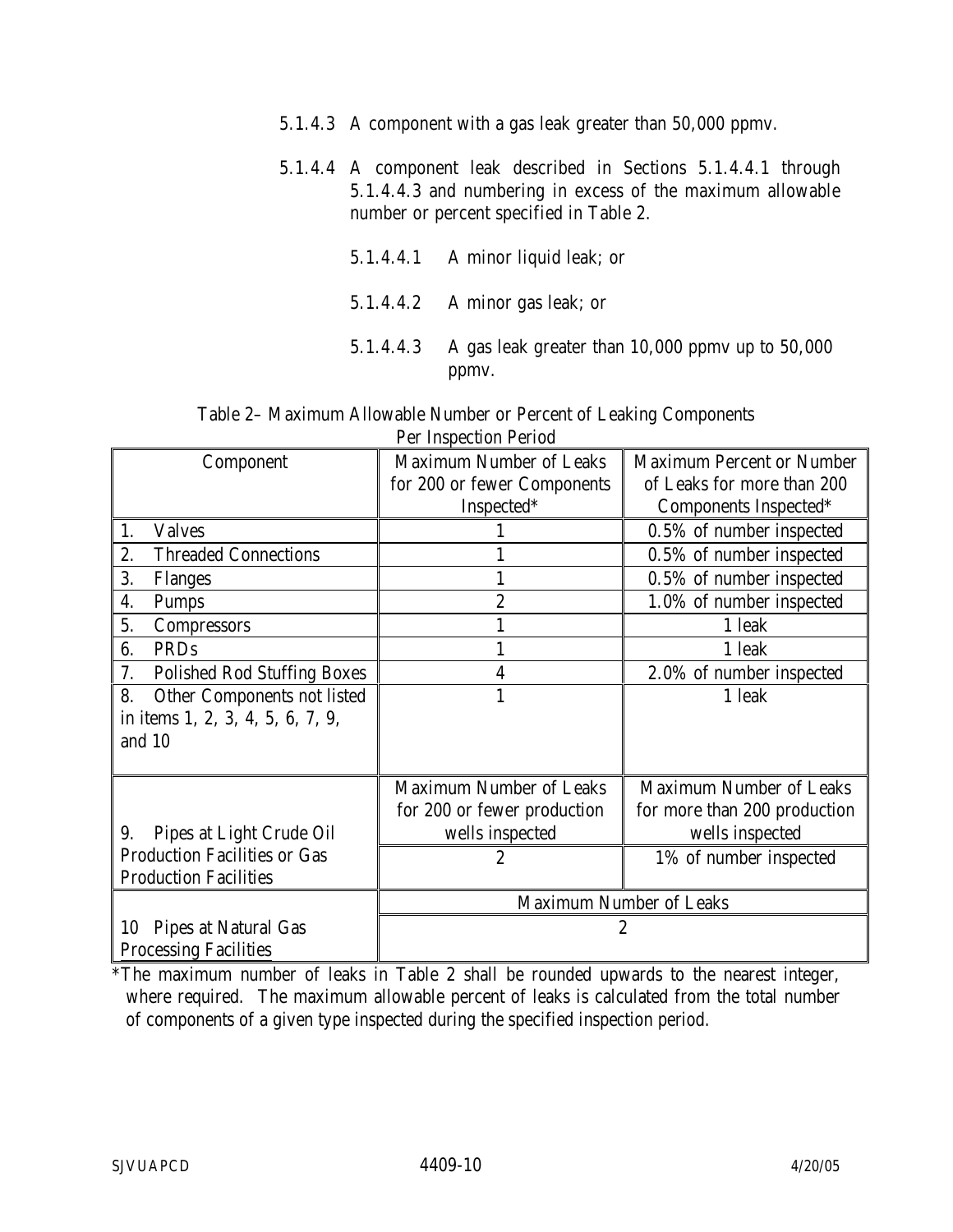5.1.4.3 A component with a gas leak greater than 50,000 ppmv.

5.1.4.4 A component leak described in Sections 5.1.4.4.1 through 5.1.4.4.3 and numbering in excess of the maximum allowable number or percent specified in Table 2.

5.1.4.4.1 A minor liquid leak; or

5.1.4.4.2 A minor gas leak; or

5.1.4.4.3 A gas leak greater than 10,000 ppmv up to 50,000 ppmv.

Table 2– Maximum Allowable Number or Percent of Leaking Components Per Inspection Period

| Component | Maximum Number of Leaks for 200 or fewer Components Inspected* | Maximum Percent or Number of Leaks for more than 200 Components Inspected* |
|---|---|---|
| 1. Valves | 1 | 0.5% of number inspected |
| 2. Threaded Connections | 1 | 0.5% of number inspected |
| 3. Flanges | 1 | 0.5% of number inspected |
| 4. Pumps | 2 | 1.0% of number inspected |
| 5. Compressors | 1 | 1 leak |
| 6. PRDs | 1 | 1 leak |
| 7. Polished Rod Stuffing Boxes | 4 | 2.0% of number inspected |
| 8. Other Components not listed in items 1, 2, 3, 4, 5, 6, 7, 9, and 10 | 1 | 1 leak |
| | Maximum Number of Leaks for 200 or fewer production wells inspected | Maximum Number of Leaks for more than 200 production wells inspected |
| 9. Pipes at Light Crude Oil Production Facilities or Gas Production Facilities | 2 | 1% of number inspected |
| | Maximum Number of Leaks | |
| 10 Pipes at Natural Gas Processing Facilities | 2 | |

*The maximum number of leaks in Table 2 shall be rounded upwards to the nearest integer, where required. The maximum allowable percent of leaks is calculated from the total number of components of a given type inspected during the specified inspection period.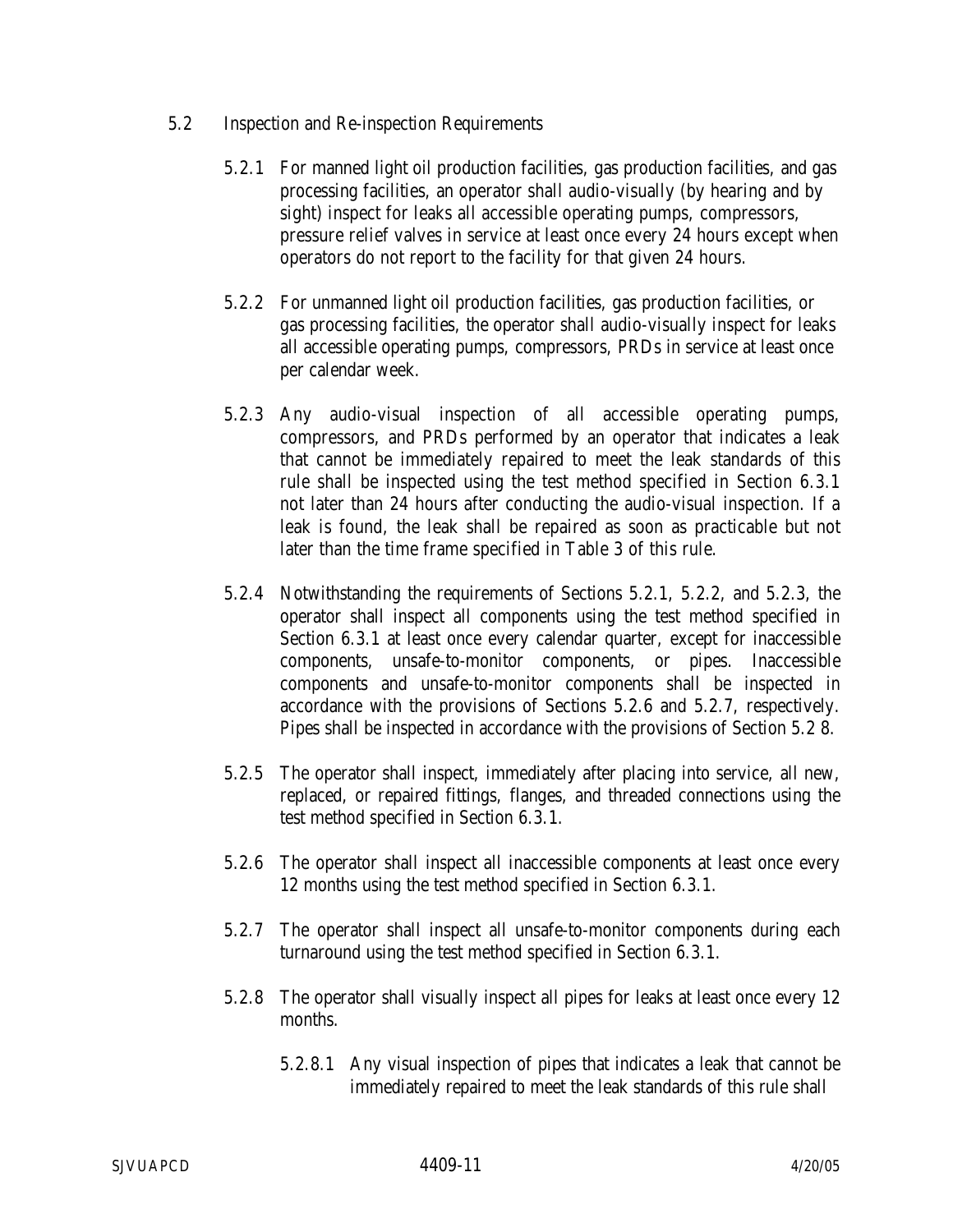5.2 Inspection and Re-inspection Requirements

5.2.1 For manned light oil production facilities, gas production facilities, and gas processing facilities, an operator shall audio-visually (by hearing and by sight) inspect for leaks all accessible operating pumps, compressors, pressure relief valves in service at least once every 24 hours except when operators do not report to the facility for that given 24 hours.

5.2.2 For unmanned light oil production facilities, gas production facilities, or gas processing facilities, the operator shall audio-visually inspect for leaks all accessible operating pumps, compressors, PRDs in service at least once per calendar week.

5.2.3 Any audio-visual inspection of all accessible operating pumps, compressors, and PRDs performed by an operator that indicates a leak that cannot be immediately repaired to meet the leak standards of this rule shall be inspected using the test method specified in Section 6.3.1 not later than 24 hours after conducting the audio-visual inspection. If a leak is found, the leak shall be repaired as soon as practicable but not later than the time frame specified in Table 3 of this rule.

5.2.4 Notwithstanding the requirements of Sections 5.2.1, 5.2.2, and 5.2.3, the operator shall inspect all components using the test method specified in Section 6.3.1 at least once every calendar quarter, except for inaccessible components, unsafe-to-monitor components, or pipes. Inaccessible components and unsafe-to-monitor components shall be inspected in accordance with the provisions of Sections 5.2.6 and 5.2.7, respectively. Pipes shall be inspected in accordance with the provisions of Section 5.2 8.

5.2.5 The operator shall inspect, immediately after placing into service, all new, replaced, or repaired fittings, flanges, and threaded connections using the test method specified in Section 6.3.1.

5.2.6 The operator shall inspect all inaccessible components at least once every 12 months using the test method specified in Section 6.3.1.

5.2.7 The operator shall inspect all unsafe-to-monitor components during each turnaround using the test method specified in Section 6.3.1.

5.2.8 The operator shall visually inspect all pipes for leaks at least once every 12 months.

5.2.8.1 Any visual inspection of pipes that indicates a leak that cannot be immediately repaired to meet the leak standards of this rule shall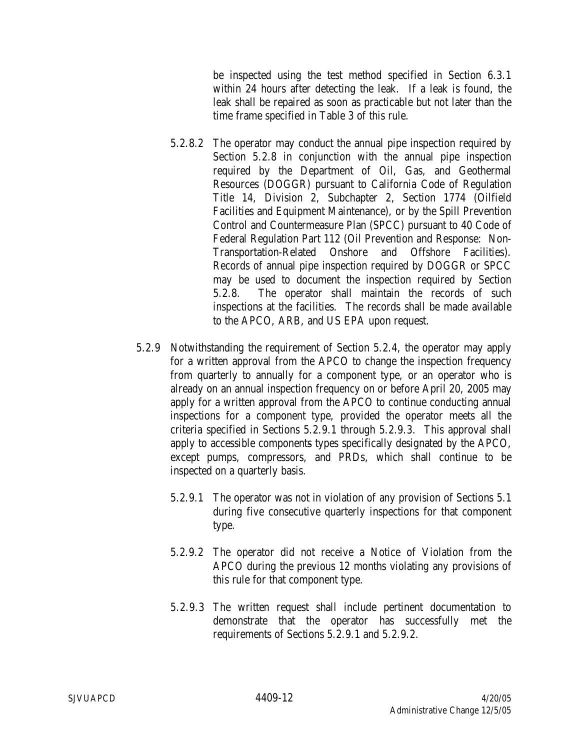be inspected using the test method specified in Section 6.3.1 within 24 hours after detecting the leak. If a leak is found, the leak shall be repaired as soon as practicable but not later than the time frame specified in Table 3 of this rule.

5.2.8.2 The operator may conduct the annual pipe inspection required by Section 5.2.8 in conjunction with the annual pipe inspection required by the Department of Oil, Gas, and Geothermal Resources (DOGGR) pursuant to California Code of Regulation Title 14, Division 2, Subchapter 2, Section 1774 (Oilfield Facilities and Equipment Maintenance), or by the Spill Prevention Control and Countermeasure Plan (SPCC) pursuant to 40 Code of Federal Regulation Part 112 (Oil Prevention and Response: Non-Transportation-Related Onshore and Offshore Facilities). Records of annual pipe inspection required by DOGGR or SPCC may be used to document the inspection required by Section 5.2.8. The operator shall maintain the records of such inspections at the facilities. The records shall be made available to the APCO, ARB, and US EPA upon request.

5.2.9 Notwithstanding the requirement of Section 5.2.4, the operator may apply for a written approval from the APCO to change the inspection frequency from quarterly to annually for a component type, or an operator who is already on an annual inspection frequency on or before April 20, 2005 may apply for a written approval from the APCO to continue conducting annual inspections for a component type, provided the operator meets all the criteria specified in Sections 5.2.9.1 through 5.2.9.3. This approval shall apply to accessible components types specifically designated by the APCO, except pumps, compressors, and PRDs, which shall continue to be inspected on a quarterly basis.

5.2.9.1 The operator was not in violation of any provision of Sections 5.1 during five consecutive quarterly inspections for that component type.

5.2.9.2 The operator did not receive a Notice of Violation from the APCO during the previous 12 months violating any provisions of this rule for that component type.

5.2.9.3 The written request shall include pertinent documentation to demonstrate that the operator has successfully met the requirements of Sections 5.2.9.1 and 5.2.9.2.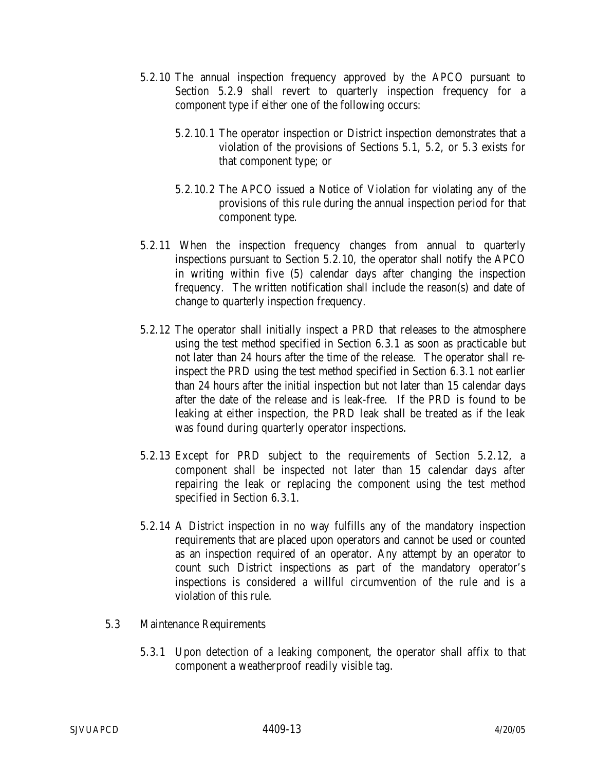5.2.10 The annual inspection frequency approved by the APCO pursuant to Section 5.2.9 shall revert to quarterly inspection frequency for a component type if either one of the following occurs:

5.2.10.1 The operator inspection or District inspection demonstrates that a violation of the provisions of Sections 5.1, 5.2, or 5.3 exists for that component type; or

5.2.10.2 The APCO issued a Notice of Violation for violating any of the provisions of this rule during the annual inspection period for that component type.

5.2.11 When the inspection frequency changes from annual to quarterly inspections pursuant to Section 5.2.10, the operator shall notify the APCO in writing within five (5) calendar days after changing the inspection frequency. The written notification shall include the reason(s) and date of change to quarterly inspection frequency.

5.2.12 The operator shall initially inspect a PRD that releases to the atmosphere using the test method specified in Section 6.3.1 as soon as practicable but not later than 24 hours after the time of the release. The operator shall re-inspect the PRD using the test method specified in Section 6.3.1 not earlier than 24 hours after the initial inspection but not later than 15 calendar days after the date of the release and is leak-free. If the PRD is found to be leaking at either inspection, the PRD leak shall be treated as if the leak was found during quarterly operator inspections.

5.2.13 Except for PRD subject to the requirements of Section 5.2.12, a component shall be inspected not later than 15 calendar days after repairing the leak or replacing the component using the test method specified in Section 6.3.1.

5.2.14 A District inspection in no way fulfills any of the mandatory inspection requirements that are placed upon operators and cannot be used or counted as an inspection required of an operator. Any attempt by an operator to count such District inspections as part of the mandatory operator's inspections is considered a willful circumvention of the rule and is a violation of this rule.

5.3 Maintenance Requirements

5.3.1 Upon detection of a leaking component, the operator shall affix to that component a weatherproof readily visible tag.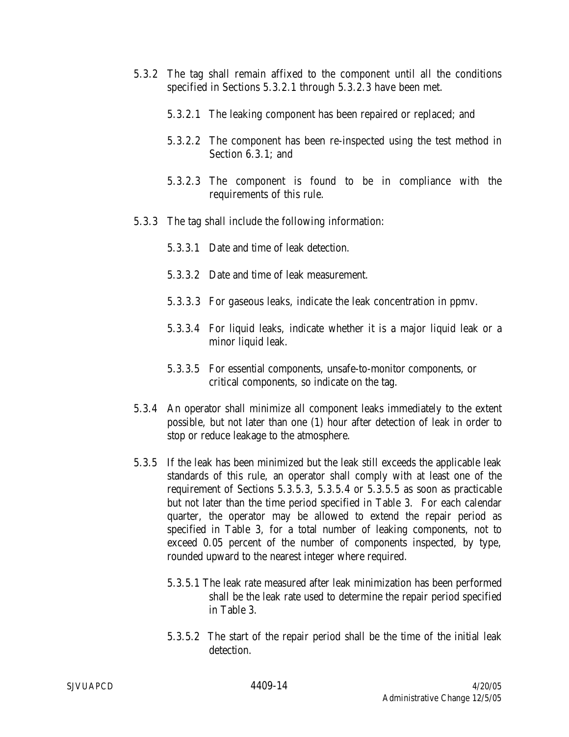5.3.2 The tag shall remain affixed to the component until all the conditions specified in Sections 5.3.2.1 through 5.3.2.3 have been met.

5.3.2.1 The leaking component has been repaired or replaced; and

5.3.2.2 The component has been re-inspected using the test method in Section 6.3.1; and

5.3.2.3 The component is found to be in compliance with the requirements of this rule.

5.3.3 The tag shall include the following information:

5.3.3.1 Date and time of leak detection.

5.3.3.2 Date and time of leak measurement.

5.3.3.3 For gaseous leaks, indicate the leak concentration in ppmv.

5.3.3.4 For liquid leaks, indicate whether it is a major liquid leak or a minor liquid leak.

5.3.3.5 For essential components, unsafe-to-monitor components, or critical components, so indicate on the tag.

5.3.4 An operator shall minimize all component leaks immediately to the extent possible, but not later than one (1) hour after detection of leak in order to stop or reduce leakage to the atmosphere.

5.3.5 If the leak has been minimized but the leak still exceeds the applicable leak standards of this rule, an operator shall comply with at least one of the requirement of Sections 5.3.5.3, 5.3.5.4 or 5.3.5.5 as soon as practicable but not later than the time period specified in Table 3. For each calendar quarter, the operator may be allowed to extend the repair period as specified in Table 3, for a total number of leaking components, not to exceed 0.05 percent of the number of components inspected, by type, rounded upward to the nearest integer where required.

5.3.5.1 The leak rate measured after leak minimization has been performed shall be the leak rate used to determine the repair period specified in Table 3.

5.3.5.2 The start of the repair period shall be the time of the initial leak detection.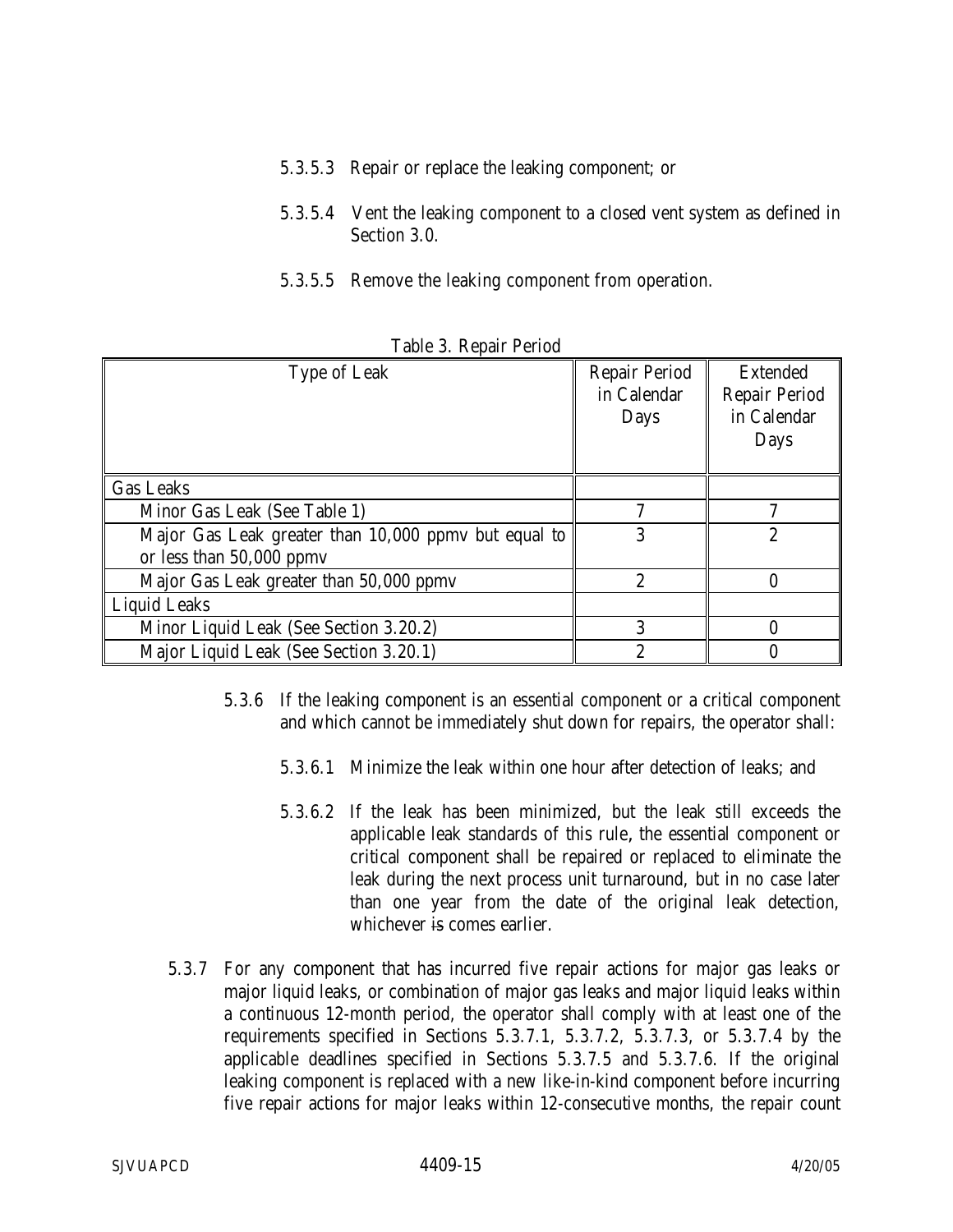5.3.5.3 Repair or replace the leaking component; or

5.3.5.4 Vent the leaking component to a closed vent system as defined in Section 3.0.

5.3.5.5 Remove the leaking component from operation.

Table 3. Repair Period

| Type of Leak | Repair Period in Calendar Days | Extended Repair Period in Calendar Days |
|---|---|---|
| Gas Leaks | | |
| Minor Gas Leak (See Table 1) | 7 | 7 |
| Major Gas Leak greater than 10,000 ppmv but equal to or less than 50,000 ppmv | 3 | 2 |
| Major Gas Leak greater than 50,000 ppmv | 2 | 0 |
| Liquid Leaks | | |
| Minor Liquid Leak (See Section 3.20.2) | 3 | 0 |
| Major Liquid Leak (See Section 3.20.1) | 2 | 0 |

5.3.6 If the leaking component is an essential component or a critical component and which cannot be immediately shut down for repairs, the operator shall:

5.3.6.1 Minimize the leak within one hour after detection of leaks; and

5.3.6.2 If the leak has been minimized, but the leak still exceeds the applicable leak standards of this rule, the essential component or critical component shall be repaired or replaced to eliminate the leak during the next process unit turnaround, but in no case later than one year from the date of the original leak detection, whichever ~~is~~ comes earlier.

5.3.7 For any component that has incurred five repair actions for major gas leaks or major liquid leaks, or combination of major gas leaks and major liquid leaks within a continuous 12-month period, the operator shall comply with at least one of the requirements specified in Sections 5.3.7.1, 5.3.7.2, 5.3.7.3, or 5.3.7.4 by the applicable deadlines specified in Sections 5.3.7.5 and 5.3.7.6. If the original leaking component is replaced with a new like-in-kind component before incurring five repair actions for major leaks within 12-consecutive months, the repair count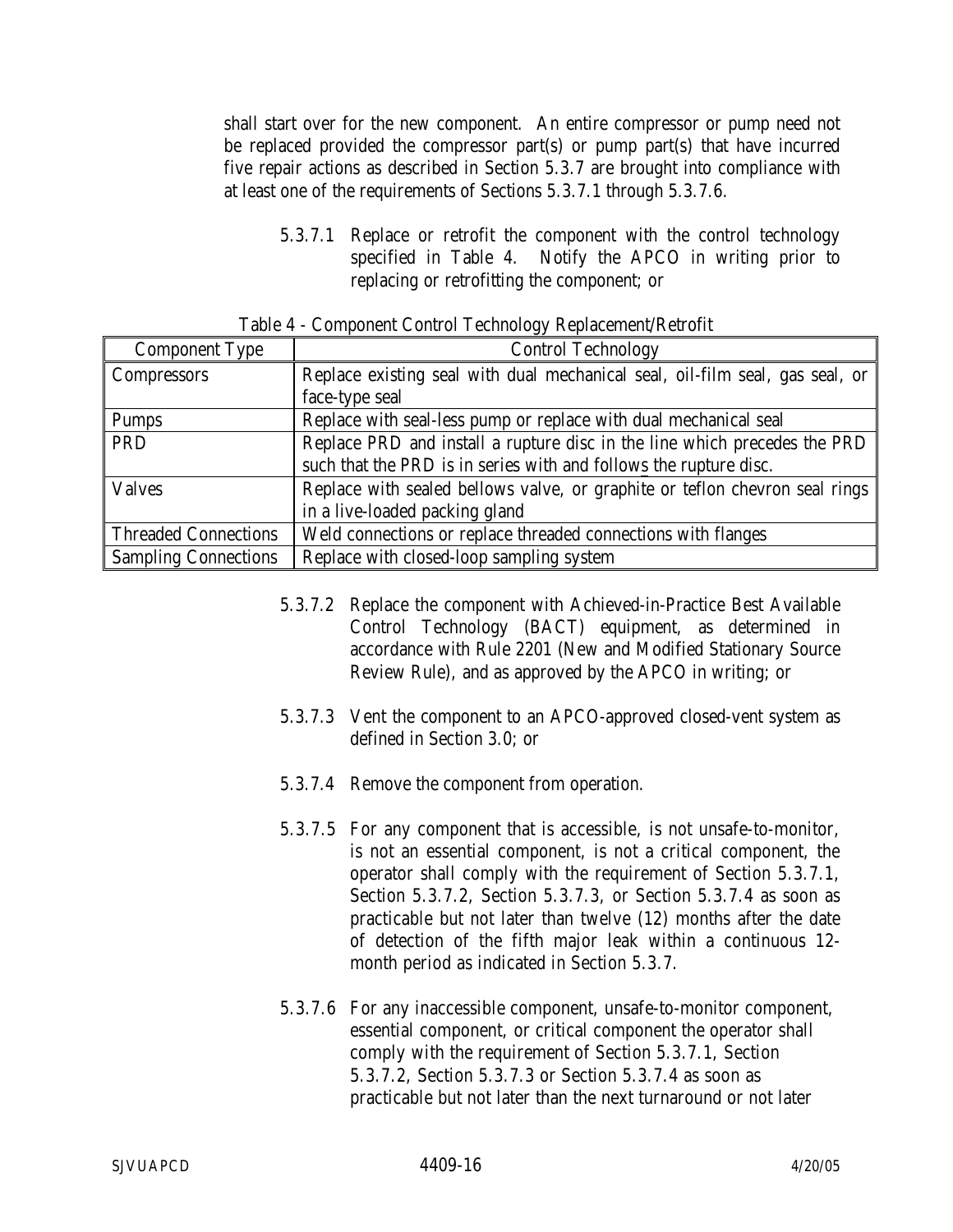shall start over for the new component. An entire compressor or pump need not be replaced provided the compressor part(s) or pump part(s) that have incurred five repair actions as described in Section 5.3.7 are brought into compliance with at least one of the requirements of Sections 5.3.7.1 through 5.3.7.6.

5.3.7.1 Replace or retrofit the component with the control technology specified in Table 4. Notify the APCO in writing prior to replacing or retrofitting the component; or

Table 4 - Component Control Technology Replacement/Retrofit

| Component Type | Control Technology |
|---|---|
| Compressors | Replace existing seal with dual mechanical seal, oil-film seal, gas seal, or face-type seal |
| Pumps | Replace with seal-less pump or replace with dual mechanical seal |
| PRD | Replace PRD and install a rupture disc in the line which precedes the PRD such that the PRD is in series with and follows the rupture disc. |
| Valves | Replace with sealed bellows valve, or graphite or teflon chevron seal rings in a live-loaded packing gland |
| Threaded Connections | Weld connections or replace threaded connections with flanges |
| Sampling Connections | Replace with closed-loop sampling system |

5.3.7.2 Replace the component with Achieved-in-Practice Best Available Control Technology (BACT) equipment, as determined in accordance with Rule 2201 (New and Modified Stationary Source Review Rule), and as approved by the APCO in writing; or

5.3.7.3 Vent the component to an APCO-approved closed-vent system as defined in Section 3.0; or

5.3.7.4 Remove the component from operation.

5.3.7.5 For any component that is accessible, is not unsafe-to-monitor, is not an essential component, is not a critical component, the operator shall comply with the requirement of Section 5.3.7.1, Section 5.3.7.2, Section 5.3.7.3, or Section 5.3.7.4 as soon as practicable but not later than twelve (12) months after the date of detection of the fifth major leak within a continuous 12-month period as indicated in Section 5.3.7.

5.3.7.6 For any inaccessible component, unsafe-to-monitor component, essential component, or critical component the operator shall comply with the requirement of Section 5.3.7.1, Section 5.3.7.2, Section 5.3.7.3 or Section 5.3.7.4 as soon as practicable but not later than the next turnaround or not later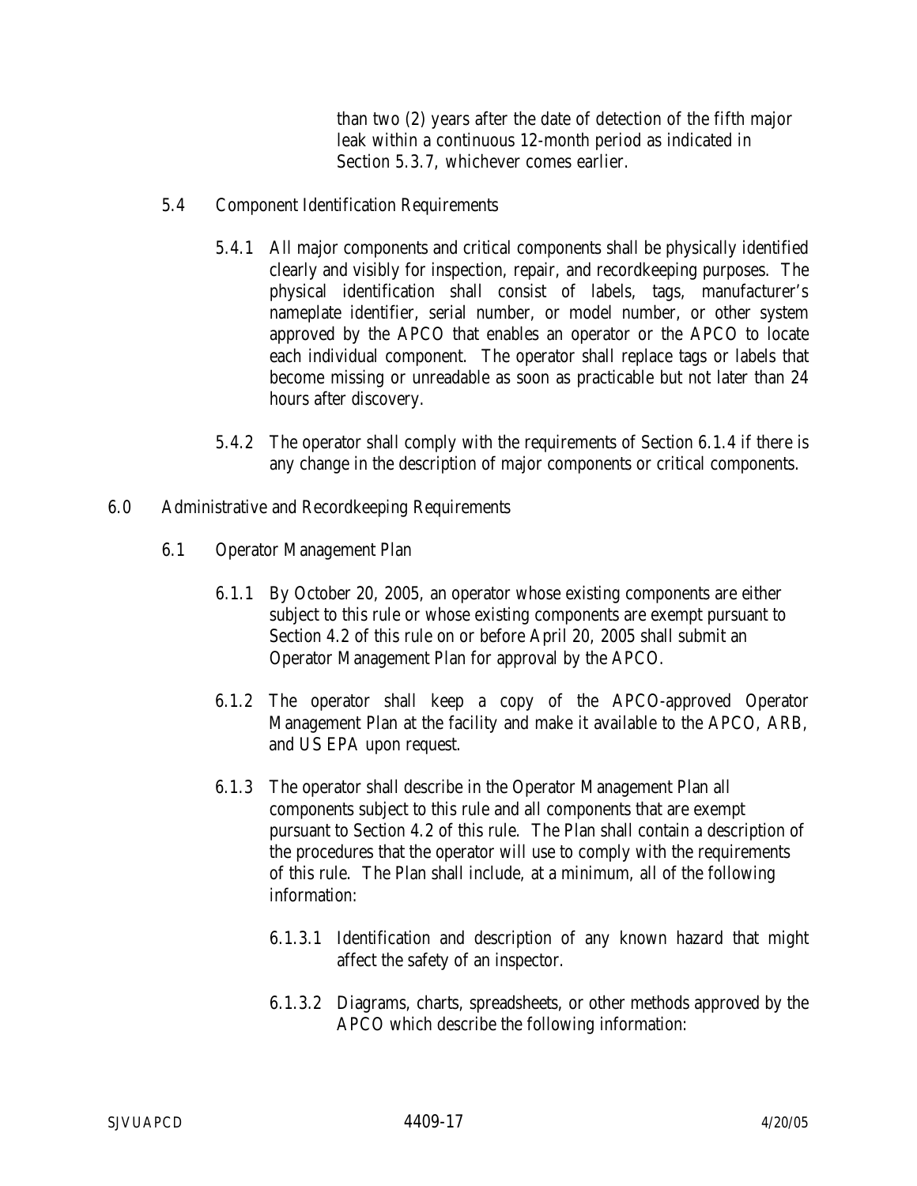than two (2) years after the date of detection of the fifth major leak within a continuous 12-month period as indicated in Section 5.3.7, whichever comes earlier.

5.4 Component Identification Requirements

5.4.1 All major components and critical components shall be physically identified clearly and visibly for inspection, repair, and recordkeeping purposes. The physical identification shall consist of labels, tags, manufacturer's nameplate identifier, serial number, or model number, or other system approved by the APCO that enables an operator or the APCO to locate each individual component. The operator shall replace tags or labels that become missing or unreadable as soon as practicable but not later than 24 hours after discovery.

5.4.2 The operator shall comply with the requirements of Section 6.1.4 if there is any change in the description of major components or critical components.

## 6.0 Administrative and Recordkeeping Requirements

6.1 Operator Management Plan

6.1.1 By October 20, 2005, an operator whose existing components are either subject to this rule or whose existing components are exempt pursuant to Section 4.2 of this rule on or before April 20, 2005 shall submit an Operator Management Plan for approval by the APCO.

6.1.2 The operator shall keep a copy of the APCO-approved Operator Management Plan at the facility and make it available to the APCO, ARB, and US EPA upon request.

6.1.3 The operator shall describe in the Operator Management Plan all components subject to this rule and all components that are exempt pursuant to Section 4.2 of this rule. The Plan shall contain a description of the procedures that the operator will use to comply with the requirements of this rule. The Plan shall include, at a minimum, all of the following information:

6.1.3.1 Identification and description of any known hazard that might affect the safety of an inspector.

6.1.3.2 Diagrams, charts, spreadsheets, or other methods approved by the APCO which describe the following information: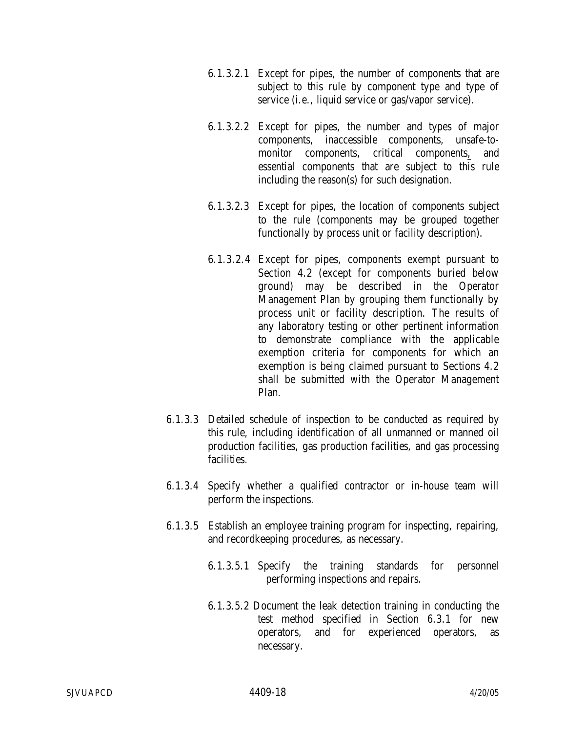6.1.3.2.1 Except for pipes, the number of components that are subject to this rule by component type and type of service (i.e., liquid service or gas/vapor service).

6.1.3.2.2 Except for pipes, the number and types of major components, inaccessible components, unsafe-to-monitor components, critical components, and essential components that are subject to this rule including the reason(s) for such designation.

6.1.3.2.3 Except for pipes, the location of components subject to the rule (components may be grouped together functionally by process unit or facility description).

6.1.3.2.4 Except for pipes, components exempt pursuant to Section 4.2 (except for components buried below ground) may be described in the Operator Management Plan by grouping them functionally by process unit or facility description. The results of any laboratory testing or other pertinent information to demonstrate compliance with the applicable exemption criteria for components for which an exemption is being claimed pursuant to Sections 4.2 shall be submitted with the Operator Management Plan.

6.1.3.3 Detailed schedule of inspection to be conducted as required by this rule, including identification of all unmanned or manned oil production facilities, gas production facilities, and gas processing facilities.

6.1.3.4 Specify whether a qualified contractor or in-house team will perform the inspections.

6.1.3.5 Establish an employee training program for inspecting, repairing, and recordkeeping procedures, as necessary.

6.1.3.5.1 Specify the training standards for personnel performing inspections and repairs.

6.1.3.5.2 Document the leak detection training in conducting the test method specified in Section 6.3.1 for new operators, and for experienced operators, as necessary.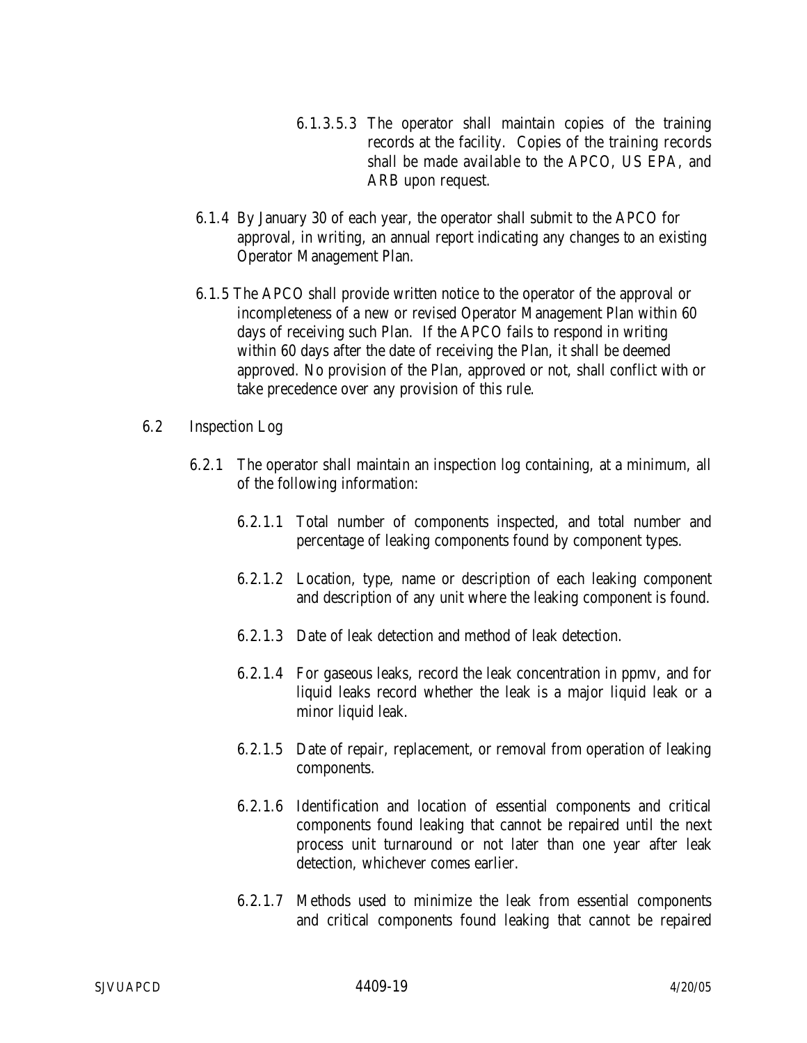6.1.3.5.3 The operator shall maintain copies of the training records at the facility. Copies of the training records shall be made available to the APCO, US EPA, and ARB upon request.

6.1.4 By January 30 of each year, the operator shall submit to the APCO for approval, in writing, an annual report indicating any changes to an existing Operator Management Plan.

6.1.5 The APCO shall provide written notice to the operator of the approval or incompleteness of a new or revised Operator Management Plan within 60 days of receiving such Plan. If the APCO fails to respond in writing within 60 days after the date of receiving the Plan, it shall be deemed approved. No provision of the Plan, approved or not, shall conflict with or take precedence over any provision of this rule.

6.2 Inspection Log

6.2.1 The operator shall maintain an inspection log containing, at a minimum, all of the following information:

6.2.1.1 Total number of components inspected, and total number and percentage of leaking components found by component types.

6.2.1.2 Location, type, name or description of each leaking component and description of any unit where the leaking component is found.

6.2.1.3 Date of leak detection and method of leak detection.

6.2.1.4 For gaseous leaks, record the leak concentration in ppmv, and for liquid leaks record whether the leak is a major liquid leak or a minor liquid leak.

6.2.1.5 Date of repair, replacement, or removal from operation of leaking components.

6.2.1.6 Identification and location of essential components and critical components found leaking that cannot be repaired until the next process unit turnaround or not later than one year after leak detection, whichever comes earlier.

6.2.1.7 Methods used to minimize the leak from essential components and critical components found leaking that cannot be repaired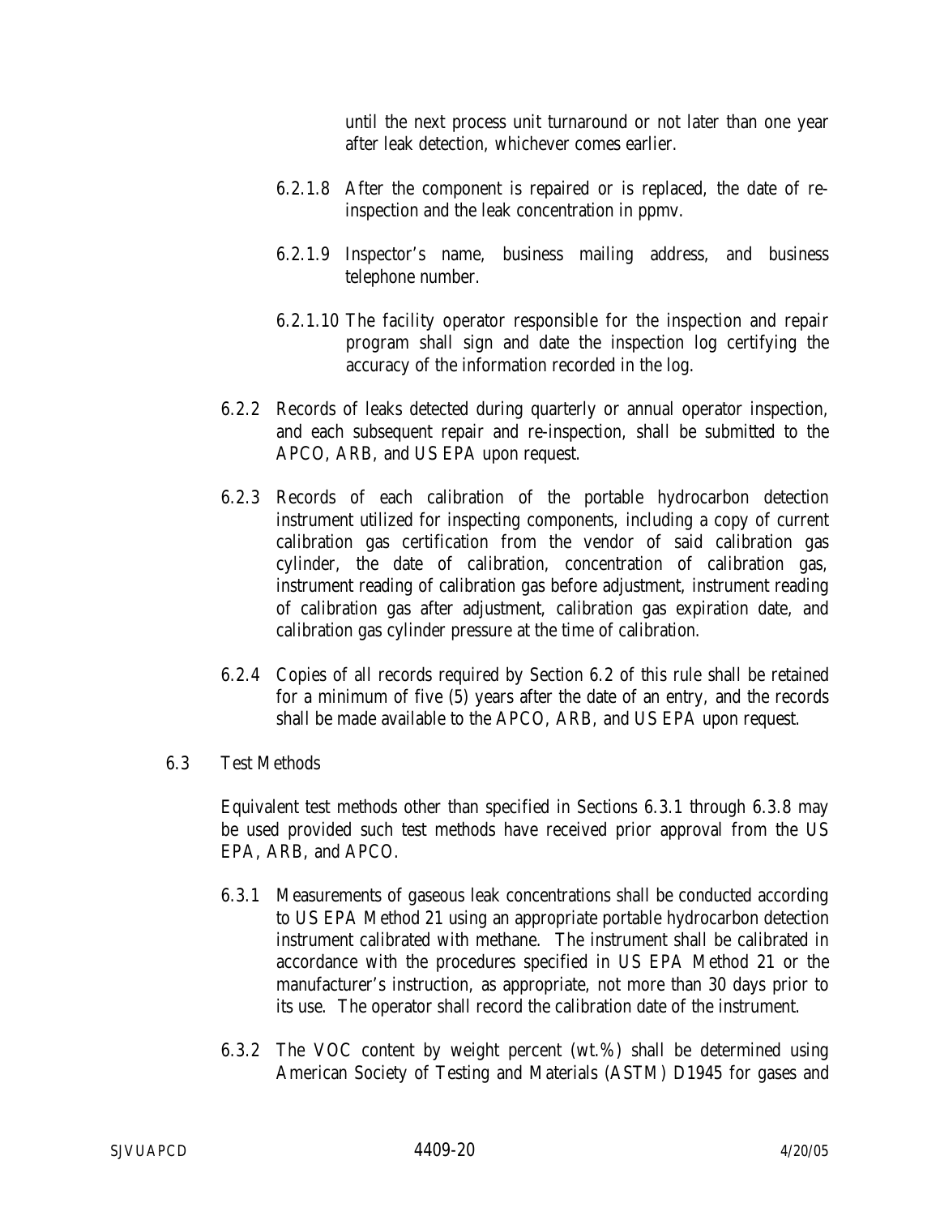until the next process unit turnaround or not later than one year after leak detection, whichever comes earlier.

6.2.1.8 After the component is repaired or is replaced, the date of re-inspection and the leak concentration in ppmv.

6.2.1.9 Inspector's name, business mailing address, and business telephone number.

6.2.1.10 The facility operator responsible for the inspection and repair program shall sign and date the inspection log certifying the accuracy of the information recorded in the log.

6.2.2 Records of leaks detected during quarterly or annual operator inspection, and each subsequent repair and re-inspection, shall be submitted to the APCO, ARB, and US EPA upon request.

6.2.3 Records of each calibration of the portable hydrocarbon detection instrument utilized for inspecting components, including a copy of current calibration gas certification from the vendor of said calibration gas cylinder, the date of calibration, concentration of calibration gas, instrument reading of calibration gas before adjustment, instrument reading of calibration gas after adjustment, calibration gas expiration date, and calibration gas cylinder pressure at the time of calibration.

6.2.4 Copies of all records required by Section 6.2 of this rule shall be retained for a minimum of five (5) years after the date of an entry, and the records shall be made available to the APCO, ARB, and US EPA upon request.

6.3 Test Methods

Equivalent test methods other than specified in Sections 6.3.1 through 6.3.8 may be used provided such test methods have received prior approval from the US EPA, ARB, and APCO.

6.3.1 Measurements of gaseous leak concentrations shall be conducted according to US EPA Method 21 using an appropriate portable hydrocarbon detection instrument calibrated with methane. The instrument shall be calibrated in accordance with the procedures specified in US EPA Method 21 or the manufacturer's instruction, as appropriate, not more than 30 days prior to its use. The operator shall record the calibration date of the instrument.

6.3.2 The VOC content by weight percent (wt.%) shall be determined using American Society of Testing and Materials (ASTM) D1945 for gases and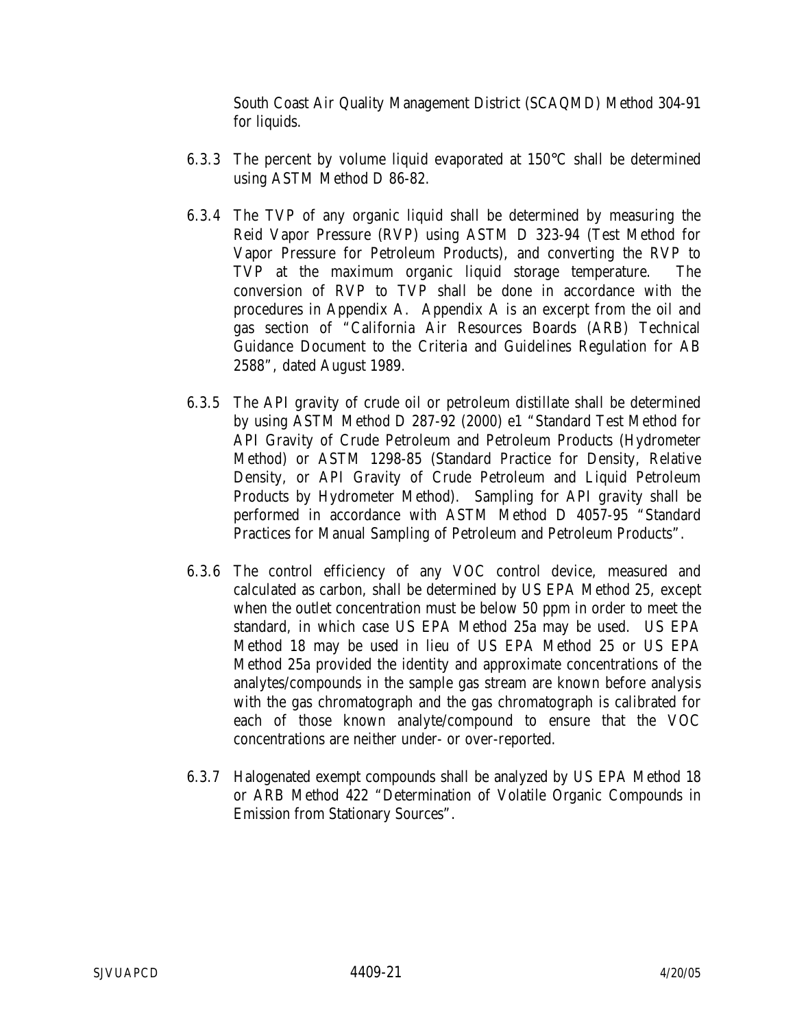South Coast Air Quality Management District (SCAQMD) Method 304-91 for liquids.

6.3.3 The percent by volume liquid evaporated at 150°C shall be determined using ASTM Method D 86-82.

6.3.4 The TVP of any organic liquid shall be determined by measuring the Reid Vapor Pressure (RVP) using ASTM D 323-94 (Test Method for Vapor Pressure for Petroleum Products), and converting the RVP to TVP at the maximum organic liquid storage temperature. The conversion of RVP to TVP shall be done in accordance with the procedures in Appendix A. Appendix A is an excerpt from the oil and gas section of "California Air Resources Boards (ARB) Technical Guidance Document to the Criteria and Guidelines Regulation for AB 2588", dated August 1989.

6.3.5 The API gravity of crude oil or petroleum distillate shall be determined by using ASTM Method D 287-92 (2000) e1 "Standard Test Method for API Gravity of Crude Petroleum and Petroleum Products (Hydrometer Method) or ASTM 1298-85 (Standard Practice for Density, Relative Density, or API Gravity of Crude Petroleum and Liquid Petroleum Products by Hydrometer Method). Sampling for API gravity shall be performed in accordance with ASTM Method D 4057-95 "Standard Practices for Manual Sampling of Petroleum and Petroleum Products".

6.3.6 The control efficiency of any VOC control device, measured and calculated as carbon, shall be determined by US EPA Method 25, except when the outlet concentration must be below 50 ppm in order to meet the standard, in which case US EPA Method 25a may be used. US EPA Method 18 may be used in lieu of US EPA Method 25 or US EPA Method 25a provided the identity and approximate concentrations of the analytes/compounds in the sample gas stream are known before analysis with the gas chromatograph and the gas chromatograph is calibrated for each of those known analyte/compound to ensure that the VOC concentrations are neither under- or over-reported.

6.3.7 Halogenated exempt compounds shall be analyzed by US EPA Method 18 or ARB Method 422 "Determination of Volatile Organic Compounds in Emission from Stationary Sources".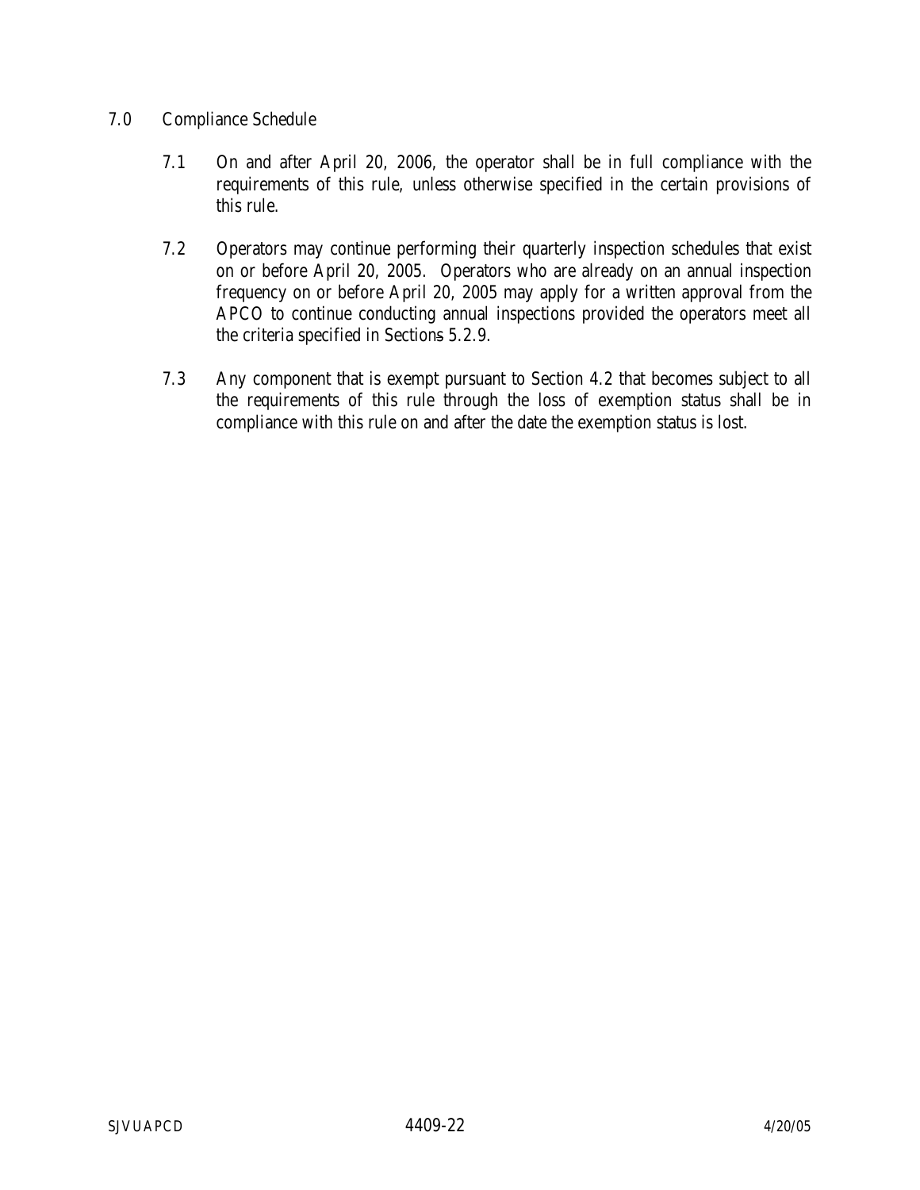## 7.0 Compliance Schedule

7.1 On and after April 20, 2006, the operator shall be in full compliance with the requirements of this rule, unless otherwise specified in the certain provisions of this rule.

7.2 Operators may continue performing their quarterly inspection schedules that exist on or before April 20, 2005. Operators who are already on an annual inspection frequency on or before April 20, 2005 may apply for a written approval from the APCO to continue conducting annual inspections provided the operators meet all the criteria specified in Sections 5.2.9.

7.3 Any component that is exempt pursuant to Section 4.2 that becomes subject to all the requirements of this rule through the loss of exemption status shall be in compliance with this rule on and after the date the exemption status is lost.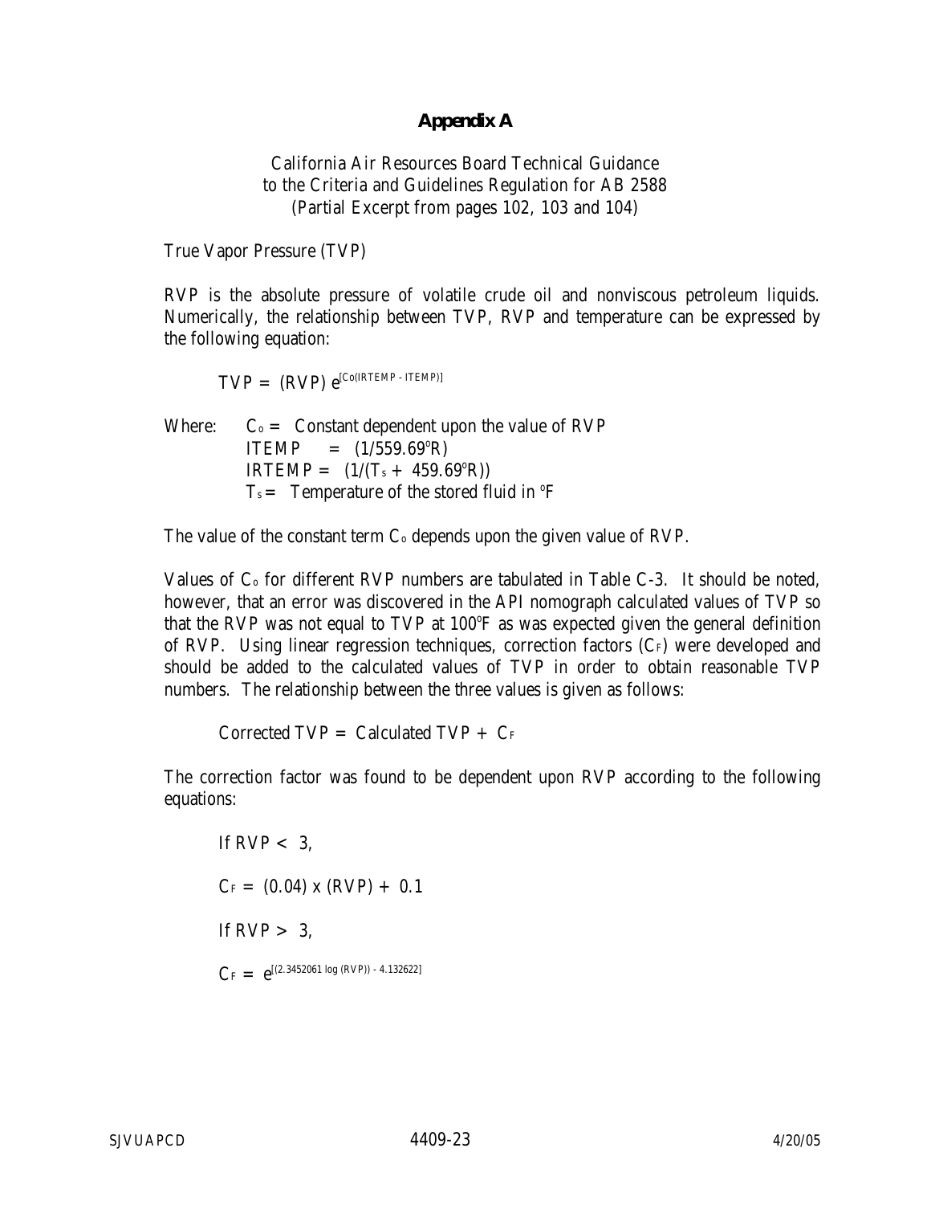# Appendix A

California Air Resources Board Technical Guidance
to the Criteria and Guidelines Regulation for AB 2588
(Partial Excerpt from pages 102, 103 and 104)

True Vapor Pressure (TVP)

RVP is the absolute pressure of volatile crude oil and nonviscous petroleum liquids. Numerically, the relationship between TVP, RVP and temperature can be expressed by the following equation:

$$TVP = (RVP)\, e^{[C_o(IRTEMP - ITEMP)]}$$

Where:
- $C_o$ = Constant dependent upon the value of RVP
- $ITEMP = (1/559.69^oR)$
- $IRTEMP = (1/(T_s + 459.69^oR))$
- $T_s$ = Temperature of the stored fluid in $^oF$

The value of the constant term $C_o$ depends upon the given value of RVP.

Values of $C_o$ for different RVP numbers are tabulated in Table C-3. It should be noted, however, that an error was discovered in the API nomograph calculated values of TVP so that the RVP was not equal to TVP at 100$^o$F as was expected given the general definition of RVP. Using linear regression techniques, correction factors ($C_F$) were developed and should be added to the calculated values of TVP in order to obtain reasonable TVP numbers. The relationship between the three values is given as follows:

$$\text{Corrected TVP} = \text{Calculated TVP} + C_F$$

The correction factor was found to be dependent upon RVP according to the following equations:

If $RVP < 3$,

$$C_F = (0.04) \times (RVP) + 0.1$$

If $RVP > 3$,

$$C_F = e^{[(2.3452061 \log (RVP)) - 4.132622]}$$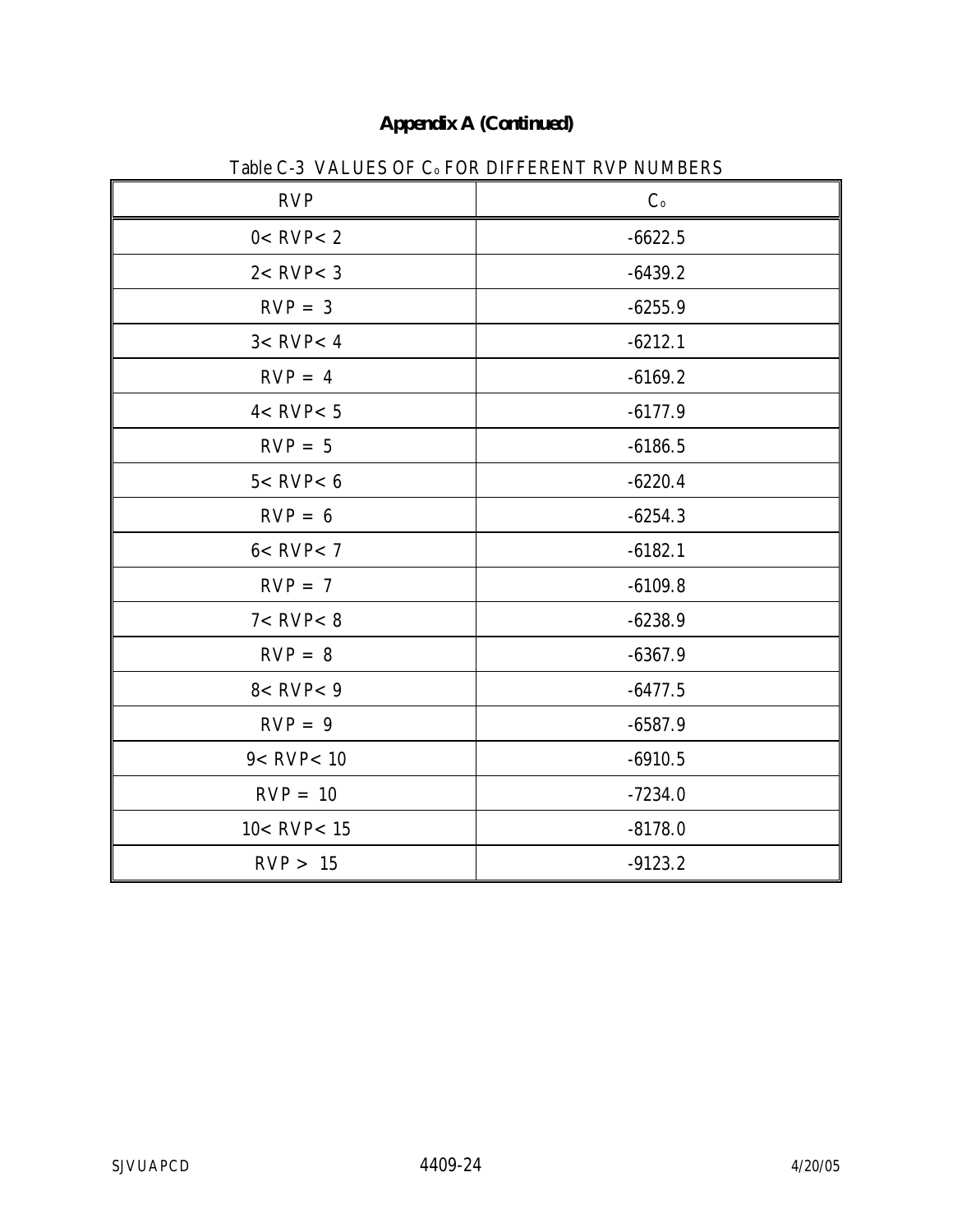**Appendix A (Continued)**

Table C-3 VALUES OF $C_o$ FOR DIFFERENT RVP NUMBERS

| RVP | $C_o$ |
|---|---|
| 0< RVP< 2 | -6622.5 |
| 2< RVP< 3 | -6439.2 |
| RVP = 3 | -6255.9 |
| 3< RVP< 4 | -6212.1 |
| RVP = 4 | -6169.2 |
| 4< RVP< 5 | -6177.9 |
| RVP = 5 | -6186.5 |
| 5< RVP< 6 | -6220.4 |
| RVP = 6 | -6254.3 |
| 6< RVP< 7 | -6182.1 |
| RVP = 7 | -6109.8 |
| 7< RVP< 8 | -6238.9 |
| RVP = 8 | -6367.9 |
| 8< RVP< 9 | -6477.5 |
| RVP = 9 | -6587.9 |
| 9< RVP< 10 | -6910.5 |
| RVP = 10 | -7234.0 |
| 10< RVP< 15 | -8178.0 |
| RVP > 15 | -9123.2 |